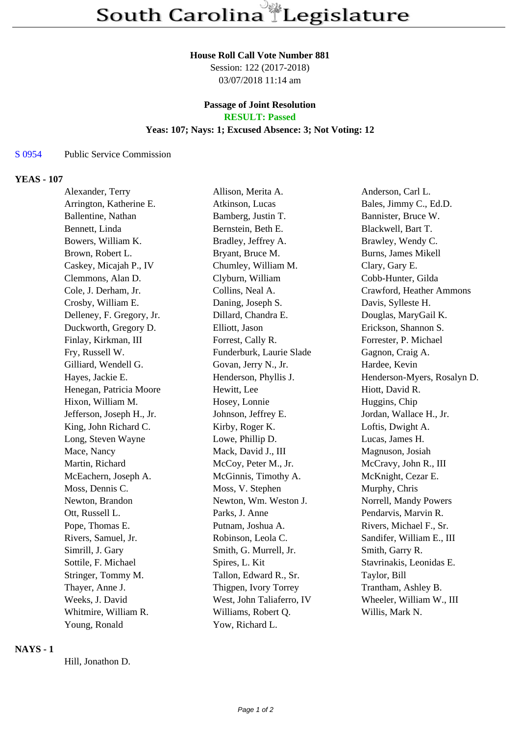# South Carolina Legislature

**House Roll Call Vote Number 881**
Session: 122 (2017-2018)
03/07/2018 11:14 am

**Passage of Joint Resolution**
**RESULT: Passed**
**Yeas: 107; Nays: 1; Excused Absence: 3; Not Voting: 12**

S 0954 Public Service Commission

## YEAS - 107

| | | |
|---|---|---|
| Alexander, Terry | Allison, Merita A. | Anderson, Carl L. |
| Arrington, Katherine E. | Atkinson, Lucas | Bales, Jimmy C., Ed.D. |
| Ballentine, Nathan | Bamberg, Justin T. | Bannister, Bruce W. |
| Bennett, Linda | Bernstein, Beth E. | Blackwell, Bart T. |
| Bowers, William K. | Bradley, Jeffrey A. | Brawley, Wendy C. |
| Brown, Robert L. | Bryant, Bruce M. | Burns, James Mikell |
| Caskey, Micajah P., IV | Chumley, William M. | Clary, Gary E. |
| Clemmons, Alan D. | Clyburn, William | Cobb-Hunter, Gilda |
| Cole, J. Derham, Jr. | Collins, Neal A. | Crawford, Heather Ammons |
| Crosby, William E. | Daning, Joseph S. | Davis, Sylleste H. |
| Delleney, F. Gregory, Jr. | Dillard, Chandra E. | Douglas, MaryGail K. |
| Duckworth, Gregory D. | Elliott, Jason | Erickson, Shannon S. |
| Finlay, Kirkman, III | Forrest, Cally R. | Forrester, P. Michael |
| Fry, Russell W. | Funderburk, Laurie Slade | Gagnon, Craig A. |
| Gilliard, Wendell G. | Govan, Jerry N., Jr. | Hardee, Kevin |
| Hayes, Jackie E. | Henderson, Phyllis J. | Henderson-Myers, Rosalyn D. |
| Henegan, Patricia Moore | Hewitt, Lee | Hiott, David R. |
| Hixon, William M. | Hosey, Lonnie | Huggins, Chip |
| Jefferson, Joseph H., Jr. | Johnson, Jeffrey E. | Jordan, Wallace H., Jr. |
| King, John Richard C. | Kirby, Roger K. | Loftis, Dwight A. |
| Long, Steven Wayne | Lowe, Phillip D. | Lucas, James H. |
| Mace, Nancy | Mack, David J., III | Magnuson, Josiah |
| Martin, Richard | McCoy, Peter M., Jr. | McCravy, John R., III |
| McEachern, Joseph A. | McGinnis, Timothy A. | McKnight, Cezar E. |
| Moss, Dennis C. | Moss, V. Stephen | Murphy, Chris |
| Newton, Brandon | Newton, Wm. Weston J. | Norrell, Mandy Powers |
| Ott, Russell L. | Parks, J. Anne | Pendarvis, Marvin R. |
| Pope, Thomas E. | Putnam, Joshua A. | Rivers, Michael F., Sr. |
| Rivers, Samuel, Jr. | Robinson, Leola C. | Sandifer, William E., III |
| Simrill, J. Gary | Smith, G. Murrell, Jr. | Smith, Garry R. |
| Sottile, F. Michael | Spires, L. Kit | Stavrinakis, Leonidas E. |
| Stringer, Tommy M. | Tallon, Edward R., Sr. | Taylor, Bill |
| Thayer, Anne J. | Thigpen, Ivory Torrey | Trantham, Ashley B. |
| Weeks, J. David | West, John Taliaferro, IV | Wheeler, William W., III |
| Whitmire, William R. | Williams, Robert Q. | Willis, Mark N. |
| Young, Ronald | Yow, Richard L. | |

## NAYS - 1

Hill, Jonathon D.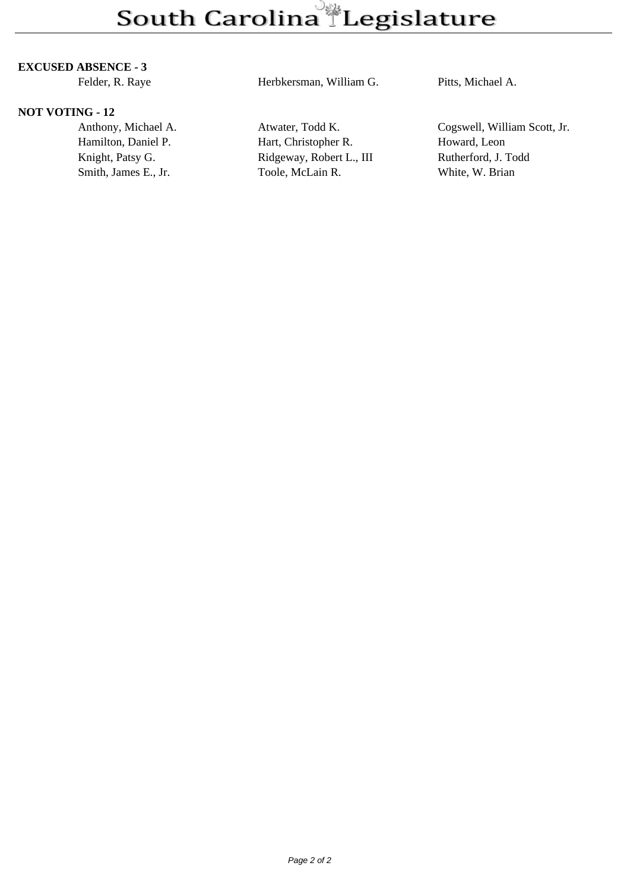**EXCUSED ABSENCE - 3**

| | | |
|---|---|---|
| Felder, R. Raye | Herbkersman, William G. | Pitts, Michael A. |

**NOT VOTING - 12**

| | | |
|---|---|---|
| Anthony, Michael A. | Atwater, Todd K. | Cogswell, William Scott, Jr. |
| Hamilton, Daniel P. | Hart, Christopher R. | Howard, Leon |
| Knight, Patsy G. | Ridgeway, Robert L., III | Rutherford, J. Todd |
| Smith, James E., Jr. | Toole, McLain R. | White, W. Brian |